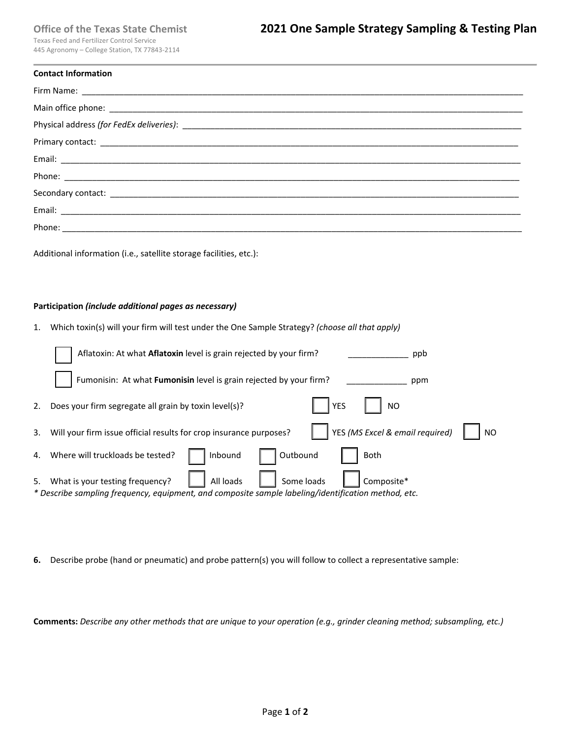Office of the Texas State Chemist
Texas Feed and Fertilizer Control Service
445 Agronomy – College Station, TX 77843-2114

# 2021 One Sample Strategy Sampling & Testing Plan

**Contact Information**

Firm Name: ______________________________

Main office phone: ______________________________

Physical address *(for FedEx deliveries)*: ______________________________

Primary contact: ______________________________

Email: ______________________________

Phone: ______________________________

Secondary contact: ______________________________

Email: ______________________________

Phone: ______________________________

Additional information (i.e., satellite storage facilities, etc.):

**Participation** ***(include additional pages as necessary)***

1. Which toxin(s) will your firm will test under the One Sample Strategy? *(choose all that apply)*

   ☐ Aflatoxin: At what **Aflatoxin** level is grain rejected by your firm? _____________ ppb

   ☐ Fumonisin: At what **Fumonisin** level is grain rejected by your firm? _____________ ppm

2. Does your firm segregate all grain by toxin level(s)? ☐ YES ☐ NO

3. Will your firm issue official results for crop insurance purposes? ☐ YES *(MS Excel & email required)* ☐ NO

4. Where will truckloads be tested? ☐ Inbound ☐ Outbound ☐ Both

5. What is your testing frequency? ☐ All loads ☐ Some loads ☐ Composite*

*\* Describe sampling frequency, equipment, and composite sample labeling/identification method, etc.*

**6.** Describe probe (hand or pneumatic) and probe pattern(s) you will follow to collect a representative sample:

**Comments:** *Describe any other methods that are unique to your operation (e.g., grinder cleaning method; subsampling, etc.)*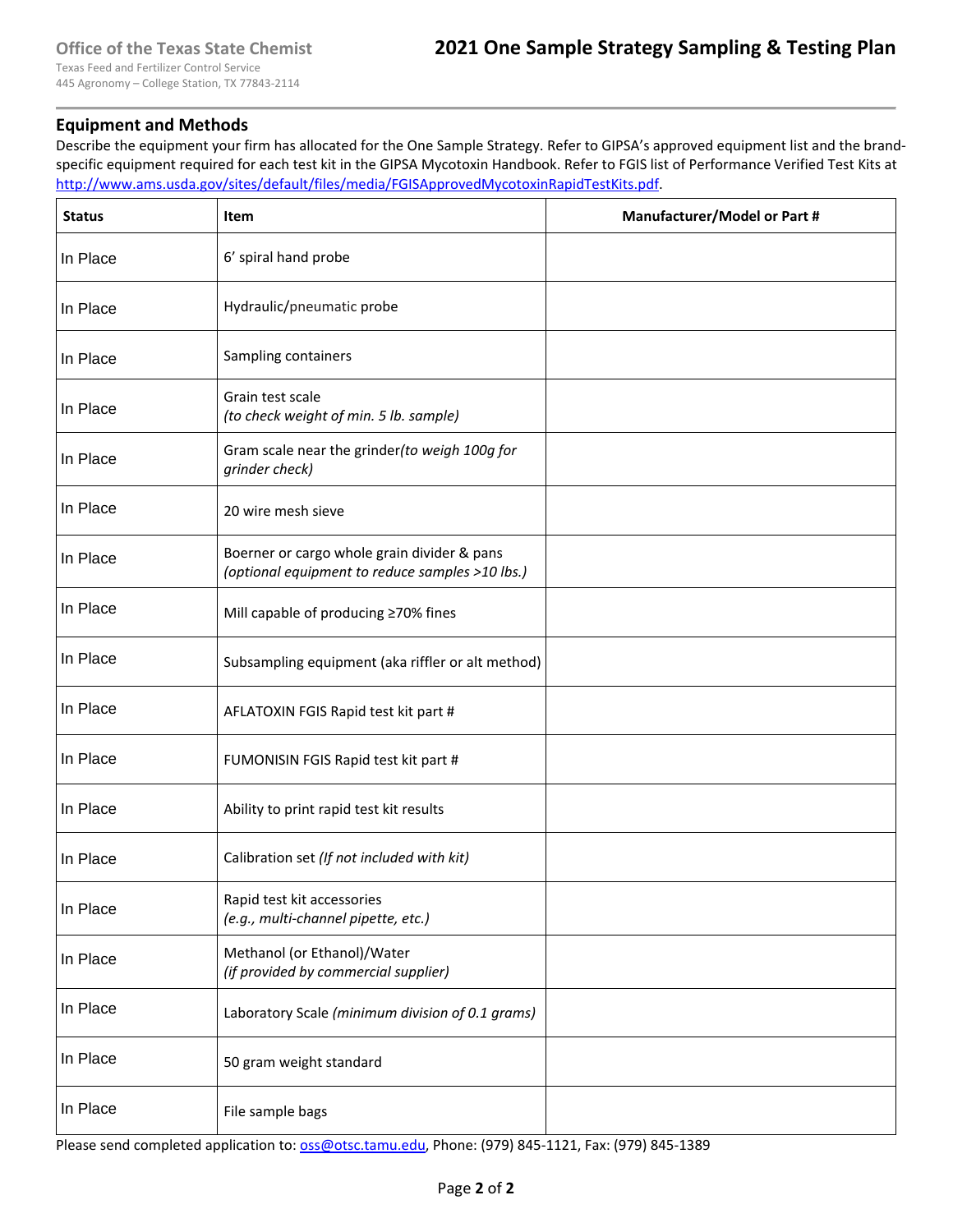Office of the Texas State Chemist
Texas Feed and Fertilizer Control Service
445 Agronomy – College Station, TX 77843-2114

# 2021 One Sample Strategy Sampling & Testing Plan

## Equipment and Methods

Describe the equipment your firm has allocated for the One Sample Strategy. Refer to GIPSA's approved equipment list and the brand-specific equipment required for each test kit in the GIPSA Mycotoxin Handbook. Refer to FGIS list of Performance Verified Test Kits at http://www.ams.usda.gov/sites/default/files/media/FGISApprovedMycotoxinRapidTestKits.pdf.

| Status | Item | Manufacturer/Model or Part # |
|---|---|---|
| In Place | 6' spiral hand probe | |
| In Place | Hydraulic/pneumatic probe | |
| In Place | Sampling containers | |
| In Place | Grain test scale *(to check weight of min. 5 lb. sample)* | |
| In Place | Gram scale near the grinder *(to weigh 100g for grinder check)* | |
| In Place | 20 wire mesh sieve | |
| In Place | Boerner or cargo whole grain divider & pans *(optional equipment to reduce samples >10 lbs.)* | |
| In Place | Mill capable of producing ≥70% fines | |
| In Place | Subsampling equipment (aka riffler or alt method) | |
| In Place | AFLATOXIN FGIS Rapid test kit part # | |
| In Place | FUMONISIN FGIS Rapid test kit part # | |
| In Place | Ability to print rapid test kit results | |
| In Place | Calibration set *(If not included with kit)* | |
| In Place | Rapid test kit accessories *(e.g., multi-channel pipette, etc.)* | |
| In Place | Methanol (or Ethanol)/Water *(if provided by commercial supplier)* | |
| In Place | Laboratory Scale *(minimum division of 0.1 grams)* | |
| In Place | 50 gram weight standard | |
| In Place | File sample bags | |

Please send completed application to: oss@otsc.tamu.edu, Phone: (979) 845-1121, Fax: (979) 845-1389